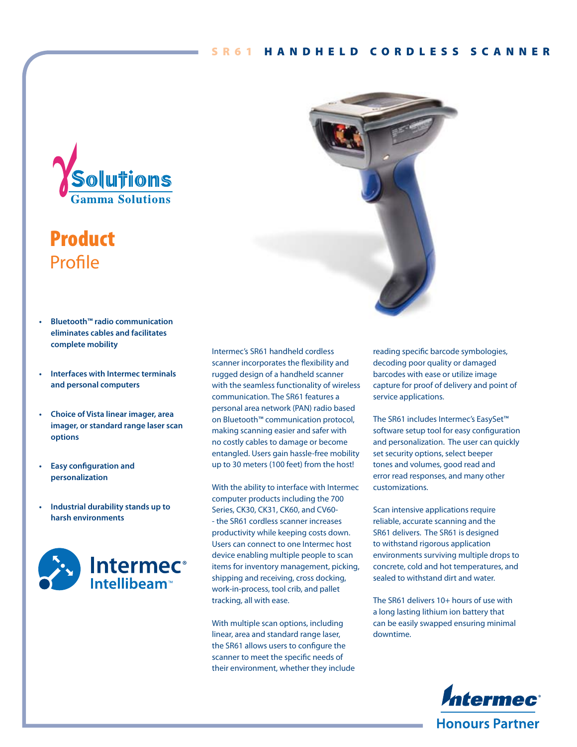# SR61 HANDHELD CORDLESS SCANNER

Gamma Solutions

## Product Profile

- **Bluetooth™ radio communication eliminates cables and facilitates complete mobility**
- **Interfaces with Intermec terminals and personal computers**
- **Choice of Vista linear imager, area imager, or standard range laser scan options**
- **Easy configuration and personalization**
- **Industrial durability stands up to harsh environments**

Intermec Intellibeam™

Intermec's SR61 handheld cordless scanner incorporates the flexibility and rugged design of a handheld scanner with the seamless functionality of wireless communication. The SR61 features a personal area network (PAN) radio based on Bluetooth™ communication protocol, making scanning easier and safer with no costly cables to damage or become entangled. Users gain hassle-free mobility up to 30 meters (100 feet) from the host!

With the ability to interface with Intermec computer products including the 700 Series, CK30, CK31, CK60, and CV60- - the SR61 cordless scanner increases productivity while keeping costs down. Users can connect to one Intermec host device enabling multiple people to scan items for inventory management, picking, shipping and receiving, cross docking, work-in-process, tool crib, and pallet tracking, all with ease.

With multiple scan options, including linear, area and standard range laser, the SR61 allows users to configure the scanner to meet the specific needs of their environment, whether they include reading specific barcode symbologies, decoding poor quality or damaged barcodes with ease or utilize image capture for proof of delivery and point of service applications.

The SR61 includes Intermec's EasySet™ software setup tool for easy configuration and personalization. The user can quickly set security options, select beeper tones and volumes, good read and error read responses, and many other customizations.

Scan intensive applications require reliable, accurate scanning and the SR61 delivers. The SR61 is designed to withstand rigorous application environments surviving multiple drops to concrete, cold and hot temperatures, and sealed to withstand dirt and water.

The SR61 delivers 10+ hours of use with a long lasting lithium ion battery that can be easily swapped ensuring minimal downtime.

Intermec Honours Partner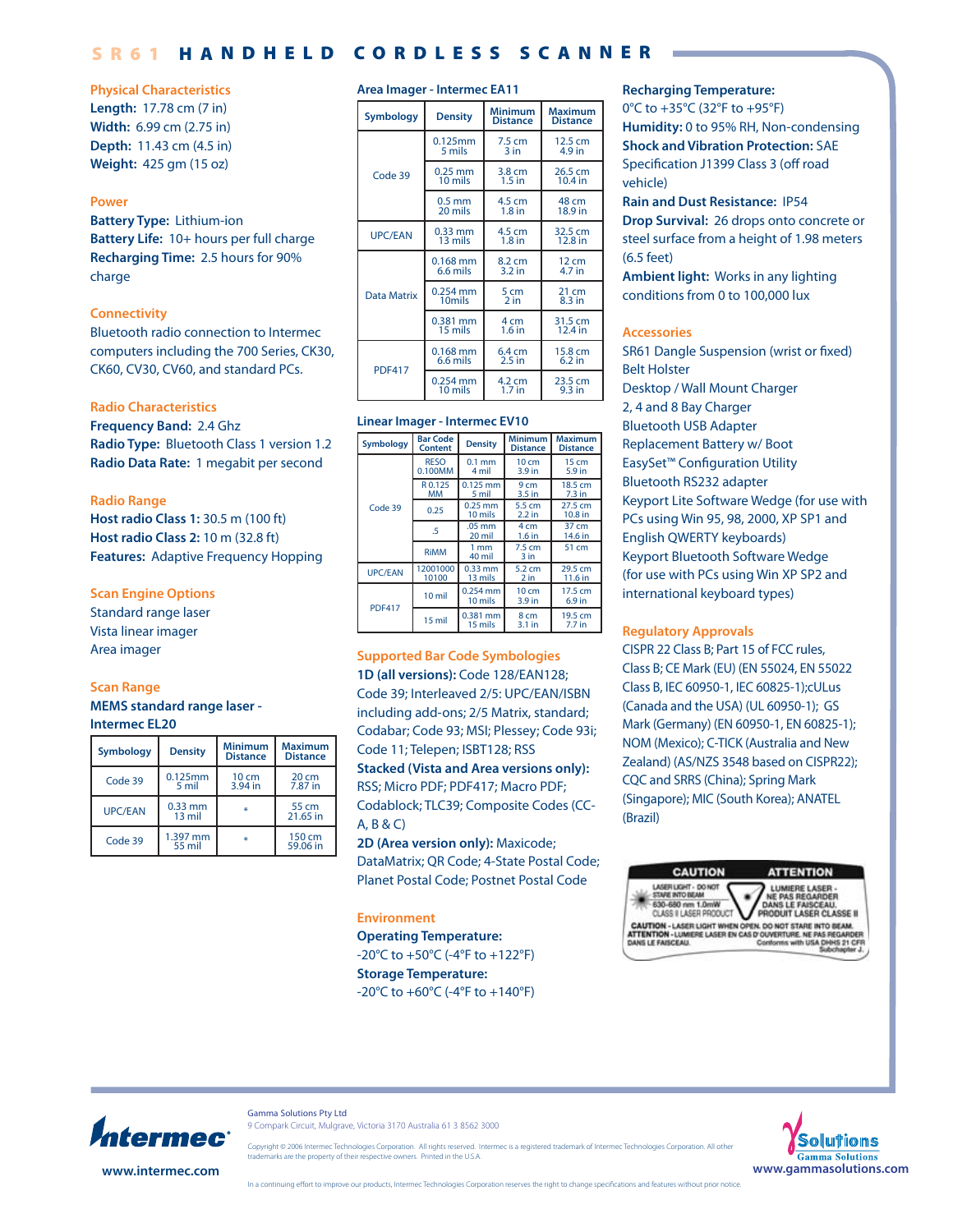# SR61 HANDHELD CORDLESS SCANNER

## Physical Characteristics

**Length:** 17.78 cm (7 in)
**Width:** 6.99 cm (2.75 in)
**Depth:** 11.43 cm (4.5 in)
**Weight:** 425 gm (15 oz)

## Power

**Battery Type:** Lithium-ion
**Battery Life:** 10+ hours per full charge
**Recharging Time:** 2.5 hours for 90% charge

## Connectivity

Bluetooth radio connection to Intermec computers including the 700 Series, CK30, CK60, CV30, CV60, and standard PCs.

## Radio Characteristics

**Frequency Band:** 2.4 Ghz
**Radio Type:** Bluetooth Class 1 version 1.2
**Radio Data Rate:** 1 megabit per second

## Radio Range

**Host radio Class 1:** 30.5 m (100 ft)
**Host radio Class 2:** 10 m (32.8 ft)
**Features:** Adaptive Frequency Hopping

## Scan Engine Options

Standard range laser
Vista linear imager
Area imager

## Scan Range

**MEMS standard range laser - Intermec EL20**

| Symbology | Density | Minimum Distance | Maximum Distance |
|---|---|---|---|
| Code 39 | 0.125mm 5 mil | 10 cm 3.94 in | 20 cm 7.87 in |
| UPC/EAN | 0.33 mm 13 mil | * | 55 cm 21.65 in |
| Code 39 | 1.397 mm 55 mil | * | 150 cm 59.06 in |

**Area Imager - Intermec EA11**

| Symbology | Density | Minimum Distance | Maximum Distance |
|---|---|---|---|
| Code 39 | 0.125mm 5 mils | 7.5 cm 3 in | 12.5 cm 4.9 in |
| | 0.25 mm 10 mils | 3.8 cm 1.5 in | 26.5 cm 10.4 in |
| | 0.5 mm 20 mils | 4.5 cm 1.8 in | 48 cm 18.9 in |
| UPC/EAN | 0.33 mm 13 mils | 4.5 cm 1.8 in | 32.5 cm 12.8 in |
| Data Matrix | 0.168 mm 6.6 mils | 8.2 cm 3.2 in | 12 cm 4.7 in |
| | 0.254 mm 10mils | 5 cm 2 in | 21 cm 8.3 in |
| | 0.381 mm 15 mils | 4 cm 1.6 in | 31.5 cm 12.4 in |
| PDF417 | 0.168 mm 6.6 mils | 6.4 cm 2.5 in | 15.8 cm 6.2 in |
| | 0.254 mm 10 mils | 4.2 cm 1.7 in | 23.5 cm 9.3 in |

**Linear Imager - Intermec EV10**

| Symbology | Bar Code Content | Density | Minimum Distance | Maximum Distance |
|---|---|---|---|---|
| Code 39 | RESO 0.100MM | 0.1 mm 4 mil | 10 cm 3.9 in | 15 cm 5.9 in |
| | R 0.125 MM | 0.125 mm 5 mil | 9 cm 3.5 in | 18.5 cm 7.3 in |
| | 0.25 | 0.25 mm 10 mils | 5.5 cm 2.2 in | 27.5 cm 10.8 in |
| | .5 | .05 mm 20 mil | 4 cm 1.6 in | 37 cm 14.6 in |
| | RiMM | 1 mm 40 mil | 7.5 cm 3 in | 51 cm |
| UPC/EAN | 12001000 10100 | 0.33 mm 13 mils | 5.2 cm 2 in | 29.5 cm 11.6 in |
| PDF417 | 10 mil | 0.254 mm 10 mils | 10 cm 3.9 in | 17.5 cm 6.9 in |
| | 15 mil | 0.381 mm 15 mils | 8 cm 3.1 in | 19.5 cm 7.7 in |

## Supported Bar Code Symbologies

**1D (all versions):** Code 128/EAN128; Code 39; Interleaved 2/5: UPC/EAN/ISBN including add-ons; 2/5 Matrix, standard; Codabar; Code 93; MSI; Plessey; Code 93i; Code 11; Telepen; ISBT128; RSS

**Stacked (Vista and Area versions only):** RSS; Micro PDF; PDF417; Macro PDF; Codablock; TLC39; Composite Codes (CC-A, B & C)

**2D (Area version only):** Maxicode; DataMatrix; QR Code; 4-State Postal Code; Planet Postal Code; Postnet Postal Code

## Environment

**Operating Temperature:**
-20°C to +50°C (-4°F to +122°F)
**Storage Temperature:**
-20°C to +60°C (-4°F to +140°F)
**Recharging Temperature:**
0°C to +35°C (32°F to +95°F)
**Humidity:** 0 to 95% RH, Non-condensing
**Shock and Vibration Protection:** SAE Specification J1399 Class 3 (off road vehicle)
**Rain and Dust Resistance:** IP54
**Drop Survival:** 26 drops onto concrete or steel surface from a height of 1.98 meters (6.5 feet)
**Ambient light:** Works in any lighting conditions from 0 to 100,000 lux

## Accessories

SR61 Dangle Suspension (wrist or fixed)
Belt Holster
Desktop / Wall Mount Charger
2, 4 and 8 Bay Charger
Bluetooth USB Adapter
Replacement Battery w/ Boot
EasySet™ Configuration Utility
Bluetooth RS232 adapter
Keyport Lite Software Wedge (for use with PCs using Win 95, 98, 2000, XP SP1 and English QWERTY keyboards)
Keyport Bluetooth Software Wedge (for use with PCs using Win XP SP2 and international keyboard types)

## Regulatory Approvals

CISPR 22 Class B; Part 15 of FCC rules, Class B; CE Mark (EU) (EN 55024, EN 55022 Class B, IEC 60950-1, IEC 60825-1);cULus (Canada and the USA) (UL 60950-1); GS Mark (Germany) (EN 60950-1, EN 60825-1); NOM (Mexico); C-TICK (Australia and New Zealand) (AS/NZS 3548 based on CISPR22); CQC and SRRS (China); Spring Mark (Singapore); MIC (South Korea); ANATEL (Brazil)

CAUTION — ATTENTION
LASER LIGHT - DO NOT STARE INTO BEAM 630-680 nm 1.0mW CLASS II LASER PRODUCT
LUMIERE LASER - NE PAS REGARDER DANS LE FAISCEAU. PRODUIT LASER CLASSE II
CAUTION - LASER LIGHT WHEN OPEN. DO NOT STARE INTO BEAM.
ATTENTION - LUMIERE LASER EN CAS D'OUVERTURE. NE PAS REGARDER DANS LE FAISCEAU.
Conforms with USA DHHS 21 CFR Subchapter J.

---

Intermec
www.intermec.com

Gamma Solutions Pty Ltd
9 Compark Circuit, Mulgrave, Victoria 3170 Australia 61 3 8562 3000

Copyright © 2006 Intermec Technologies Corporation. All rights reserved. Intermec is a registered trademark of Intermec Technologies Corporation. All other trademarks are the property of their respective owners. Printed in the U.S.A.

In a continuing effort to improve our products, Intermec Technologies Corporation reserves the right to change specifications and features without prior notice.

Solutions — Gamma Solutions
www.gammasolutions.com